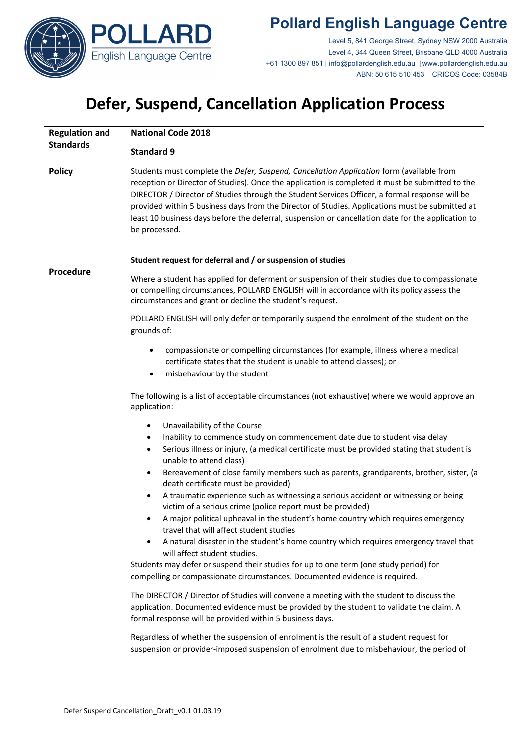# Pollard English Language Centre

Level 5, 841 George Street, Sydney NSW 2000 Australia
Level 4, 344 Queen Street, Brisbane QLD 4000 Australia
+61 1300 897 851 | info@pollardenglish.edu.au | www.pollardenglish.edu.au
ABN: 50 615 510 453 CRICOS Code: 03584B

# Defer, Suspend, Cancellation Application Process

| | |
|---|---|
| **Regulation and Standards** | **National Code 2018**<br><br>**Standard 9** |
| **Policy** | Students must complete the *Defer, Suspend, Cancellation Application* form (available from reception or Director of Studies). Once the application is completed it must be submitted to the DIRECTOR / Director of Studies through the Student Services Officer, a formal response will be provided within 5 business days from the Director of Studies. Applications must be submitted at least 10 business days before the deferral, suspension or cancellation date for the application to be processed. |
| **Procedure** | **Student request for deferral and / or suspension of studies**<br><br>Where a student has applied for deferment or suspension of their studies due to compassionate or compelling circumstances, POLLARD ENGLISH will in accordance with its policy assess the circumstances and grant or decline the student's request.<br><br>POLLARD ENGLISH will only defer or temporarily suspend the enrolment of the student on the grounds of:<br><br>• compassionate or compelling circumstances (for example, illness where a medical certificate states that the student is unable to attend classes); or<br>• misbehaviour by the student<br><br>The following is a list of acceptable circumstances (not exhaustive) where we would approve an application:<br><br>• Unavailability of the Course<br>• Inability to commence study on commencement date due to student visa delay<br>• Serious illness or injury, (a medical certificate must be provided stating that student is unable to attend class)<br>• Bereavement of close family members such as parents, grandparents, brother, sister, (a death certificate must be provided)<br>• A traumatic experience such as witnessing a serious accident or witnessing or being victim of a serious crime (police report must be provided)<br>• A major political upheaval in the student's home country which requires emergency travel that will affect student studies<br>• A natural disaster in the student's home country which requires emergency travel that will affect student studies.<br><br>Students may defer or suspend their studies for up to one term (one study period) for compelling or compassionate circumstances. Documented evidence is required.<br><br>The DIRECTOR / Director of Studies will convene a meeting with the student to discuss the application. Documented evidence must be provided by the student to validate the claim. A formal response will be provided within 5 business days.<br><br>Regardless of whether the suspension of enrolment is the result of a student request for suspension or provider-imposed suspension of enrolment due to misbehaviour, the period of |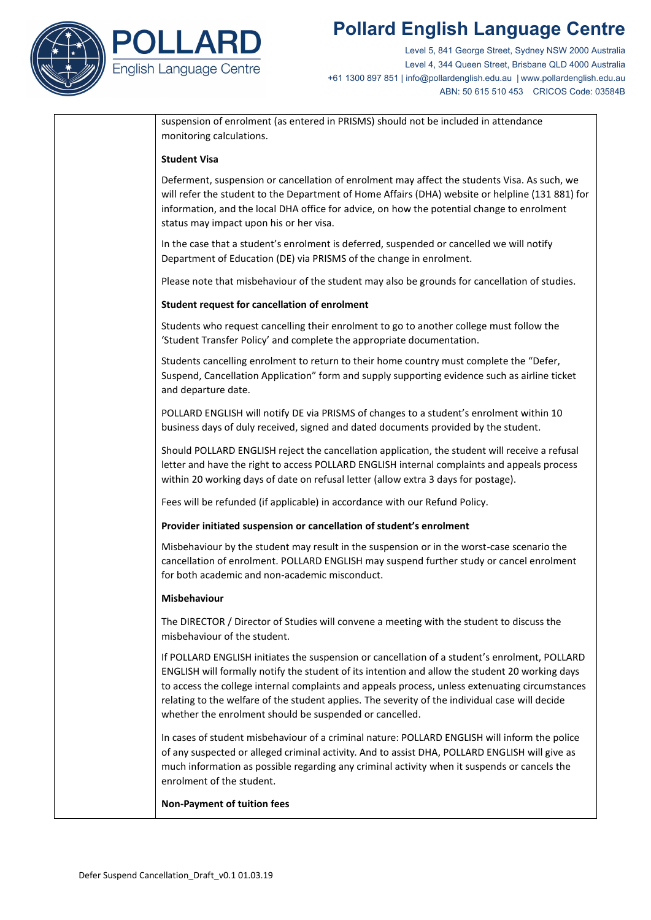suspension of enrolment (as entered in PRISMS) should not be included in attendance monitoring calculations.

**Student Visa**

Deferment, suspension or cancellation of enrolment may affect the students Visa. As such, we will refer the student to the Department of Home Affairs (DHA) website or helpline (131 881) for information, and the local DHA office for advice, on how the potential change to enrolment status may impact upon his or her visa.

In the case that a student's enrolment is deferred, suspended or cancelled we will notify Department of Education (DE) via PRISMS of the change in enrolment.

Please note that misbehaviour of the student may also be grounds for cancellation of studies.

**Student request for cancellation of enrolment**

Students who request cancelling their enrolment to go to another college must follow the 'Student Transfer Policy' and complete the appropriate documentation.

Students cancelling enrolment to return to their home country must complete the "Defer, Suspend, Cancellation Application" form and supply supporting evidence such as airline ticket and departure date.

POLLARD ENGLISH will notify DE via PRISMS of changes to a student's enrolment within 10 business days of duly received, signed and dated documents provided by the student.

Should POLLARD ENGLISH reject the cancellation application, the student will receive a refusal letter and have the right to access POLLARD ENGLISH internal complaints and appeals process within 20 working days of date on refusal letter (allow extra 3 days for postage).

Fees will be refunded (if applicable) in accordance with our Refund Policy.

**Provider initiated suspension or cancellation of student's enrolment**

Misbehaviour by the student may result in the suspension or in the worst-case scenario the cancellation of enrolment. POLLARD ENGLISH may suspend further study or cancel enrolment for both academic and non-academic misconduct.

**Misbehaviour**

The DIRECTOR / Director of Studies will convene a meeting with the student to discuss the misbehaviour of the student.

If POLLARD ENGLISH initiates the suspension or cancellation of a student's enrolment, POLLARD ENGLISH will formally notify the student of its intention and allow the student 20 working days to access the college internal complaints and appeals process, unless extenuating circumstances relating to the welfare of the student applies. The severity of the individual case will decide whether the enrolment should be suspended or cancelled.

In cases of student misbehaviour of a criminal nature: POLLARD ENGLISH will inform the police of any suspected or alleged criminal activity. And to assist DHA, POLLARD ENGLISH will give as much information as possible regarding any criminal activity when it suspends or cancels the enrolment of the student.

**Non-Payment of tuition fees**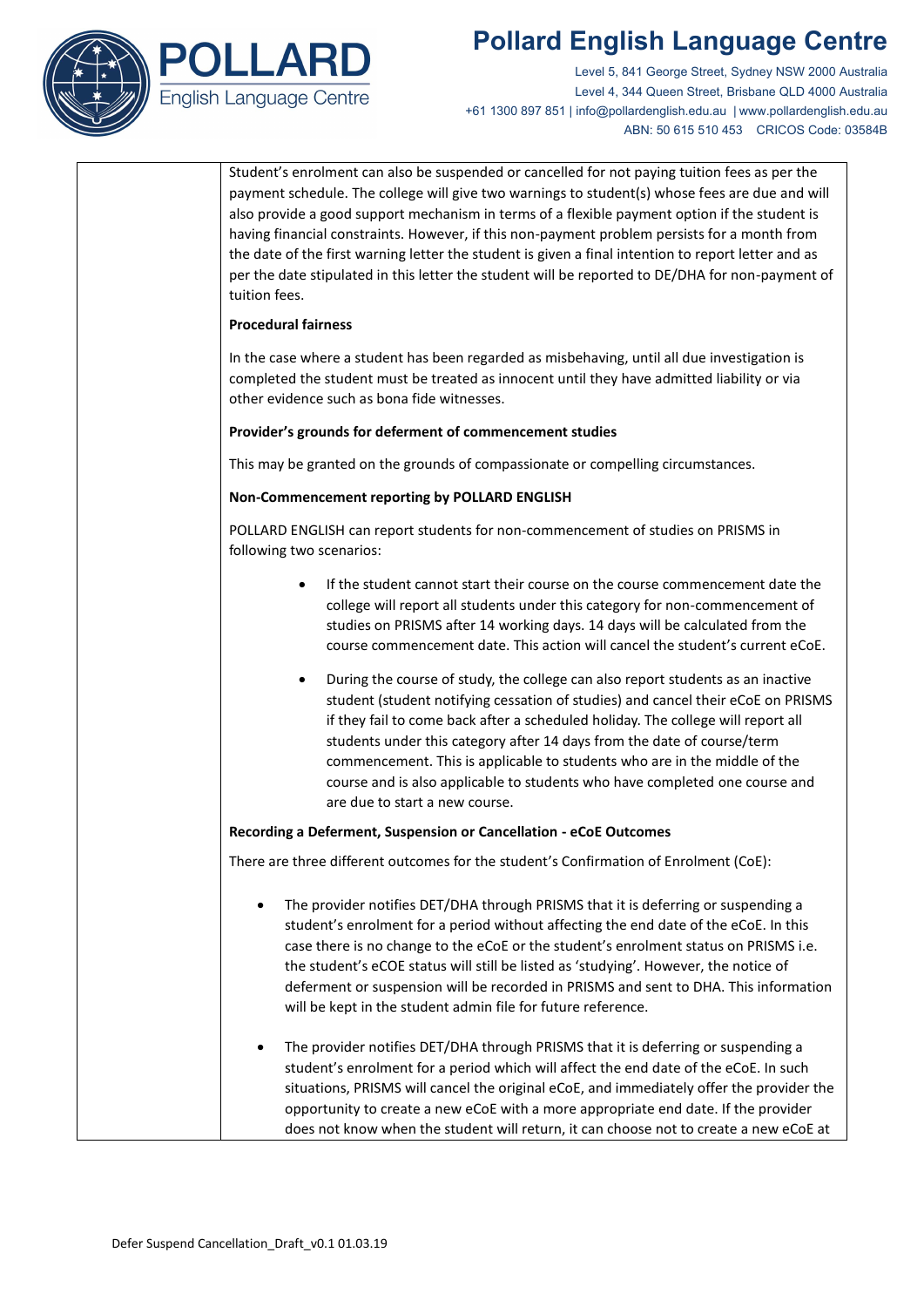Student's enrolment can also be suspended or cancelled for not paying tuition fees as per the payment schedule. The college will give two warnings to student(s) whose fees are due and will also provide a good support mechanism in terms of a flexible payment option if the student is having financial constraints. However, if this non-payment problem persists for a month from the date of the first warning letter the student is given a final intention to report letter and as per the date stipulated in this letter the student will be reported to DE/DHA for non-payment of tuition fees.

**Procedural fairness**

In the case where a student has been regarded as misbehaving, until all due investigation is completed the student must be treated as innocent until they have admitted liability or via other evidence such as bona fide witnesses.

**Provider's grounds for deferment of commencement studies**

This may be granted on the grounds of compassionate or compelling circumstances.

**Non-Commencement reporting by POLLARD ENGLISH**

POLLARD ENGLISH can report students for non-commencement of studies on PRISMS in following two scenarios:

- If the student cannot start their course on the course commencement date the college will report all students under this category for non-commencement of studies on PRISMS after 14 working days. 14 days will be calculated from the course commencement date. This action will cancel the student's current eCoE.
- During the course of study, the college can also report students as an inactive student (student notifying cessation of studies) and cancel their eCoE on PRISMS if they fail to come back after a scheduled holiday. The college will report all students under this category after 14 days from the date of course/term commencement. This is applicable to students who are in the middle of the course and is also applicable to students who have completed one course and are due to start a new course.

**Recording a Deferment, Suspension or Cancellation - eCoE Outcomes**

There are three different outcomes for the student's Confirmation of Enrolment (CoE):

- The provider notifies DET/DHA through PRISMS that it is deferring or suspending a student's enrolment for a period without affecting the end date of the eCoE. In this case there is no change to the eCoE or the student's enrolment status on PRISMS i.e. the student's eCOE status will still be listed as 'studying'. However, the notice of deferment or suspension will be recorded in PRISMS and sent to DHA. This information will be kept in the student admin file for future reference.
- The provider notifies DET/DHA through PRISMS that it is deferring or suspending a student's enrolment for a period which will affect the end date of the eCoE. In such situations, PRISMS will cancel the original eCoE, and immediately offer the provider the opportunity to create a new eCoE with a more appropriate end date. If the provider does not know when the student will return, it can choose not to create a new eCoE at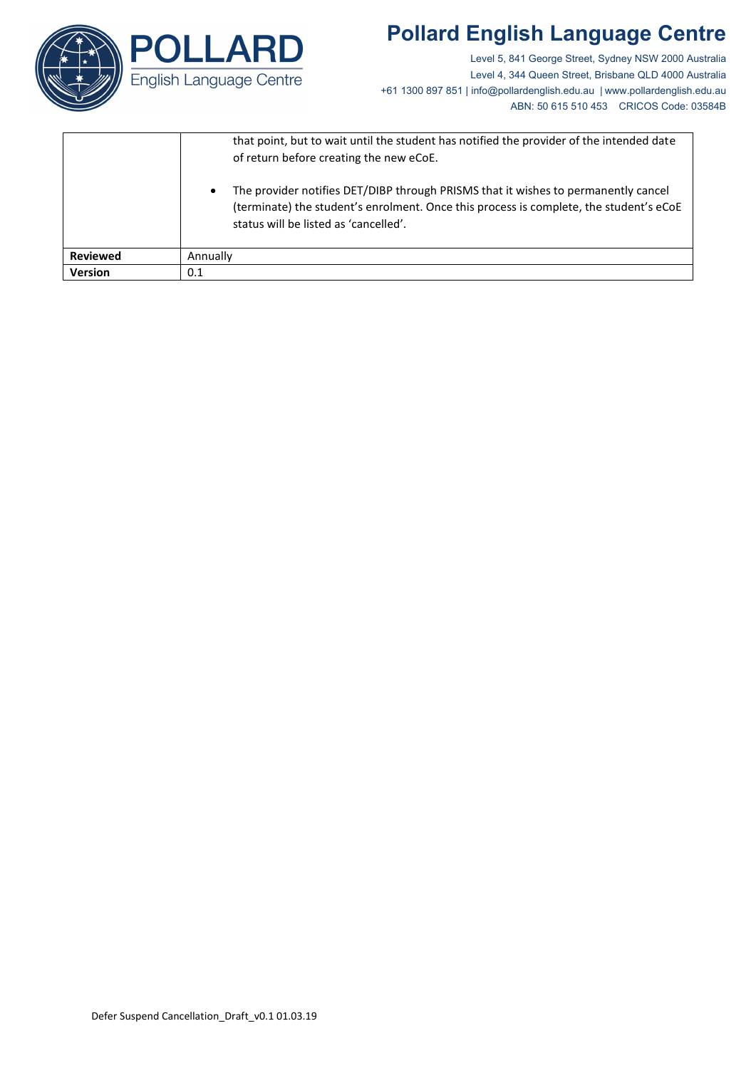| | |
|---|---|
| | that point, but to wait until the student has notified the provider of the intended date of return before creating the new eCoE.<br><br>• The provider notifies DET/DIBP through PRISMS that it wishes to permanently cancel (terminate) the student's enrolment. Once this process is complete, the student's eCoE status will be listed as 'cancelled'. |
| **Reviewed** | Annually |
| **Version** | 0.1 |